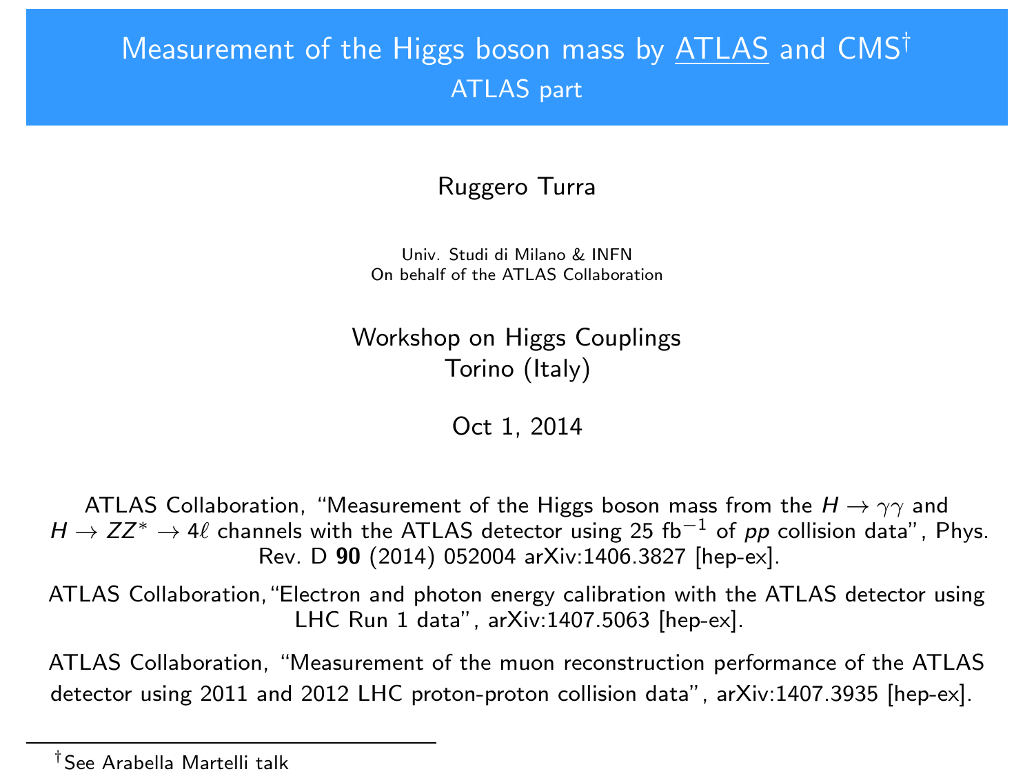# Measurement of the Higgs boson mass by ATLAS and CMS[†]

## ATLAS part

Ruggero Turra

Univ. Studi di Milano & INFN
On behalf of the ATLAS Collaboration

Workshop on Higgs Couplings
Torino (Italy)

Oct 1, 2014

ATLAS Collaboration, "Measurement of the Higgs boson mass from the $H \to \gamma\gamma$ and $H \to ZZ^* \to 4\ell$ channels with the ATLAS detector using 25 fb$^{-1}$ of $pp$ collision data", Phys. Rev. D **90** (2014) 052004 arXiv:1406.3827 [hep-ex].

ATLAS Collaboration, "Electron and photon energy calibration with the ATLAS detector using LHC Run 1 data", arXiv:1407.5063 [hep-ex].

ATLAS Collaboration, "Measurement of the muon reconstruction performance of the ATLAS detector using 2011 and 2012 LHC proton-proton collision data", arXiv:1407.3935 [hep-ex].

[†] See Arabella Martelli talk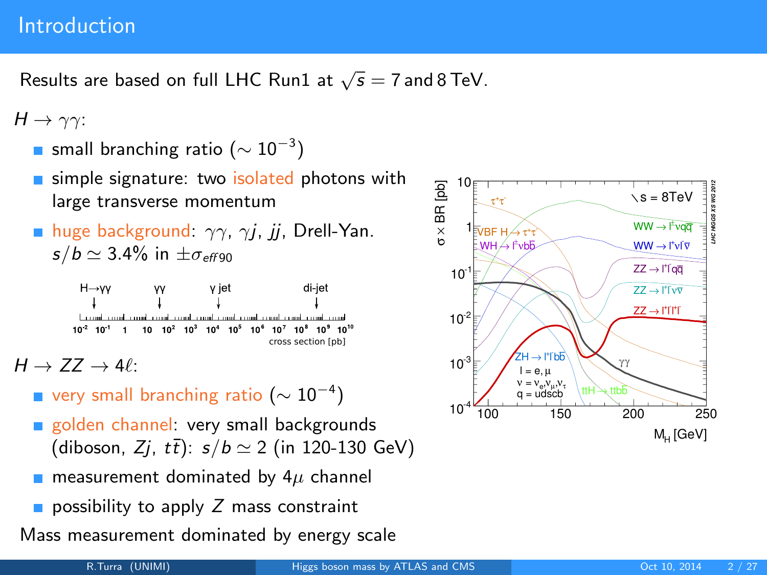# Introduction

Results are based on full LHC Run1 at $\sqrt{s} = 7$ and $8$ TeV.

$H \to \gamma\gamma$:

- small branching ratio ($\sim 10^{-3}$)
- simple signature: two isolated photons with large transverse momentum
- huge background: $\gamma\gamma$, $\gamma j$, $jj$, Drell-Yan. $s/b \simeq 3.4\%$ in $\pm\sigma_{eff90}$

$H \to ZZ \to 4\ell$:

- very small branching ratio ($\sim 10^{-4}$)
- golden channel: very small backgrounds (diboson, $Zj$, $t\bar{t}$): $s/b \simeq 2$ (in 120-130 GeV)
- measurement dominated by $4\mu$ channel
- possibility to apply $Z$ mass constraint

Mass measurement dominated by energy scale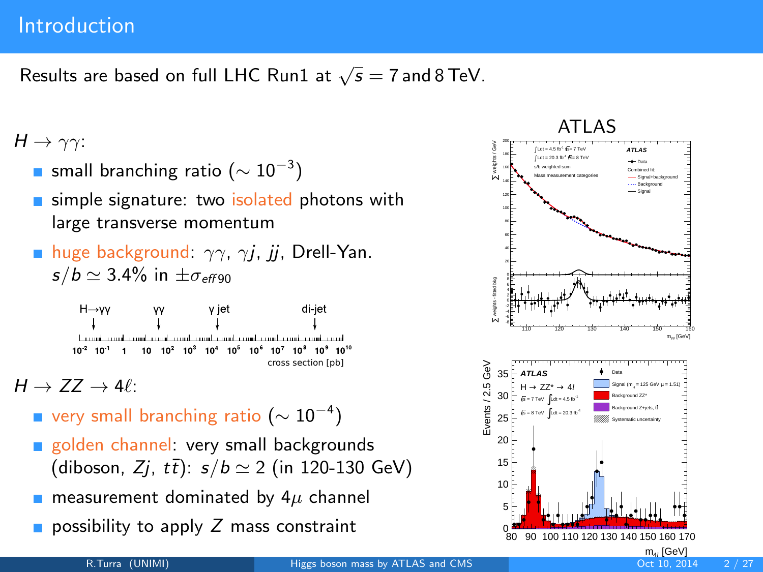# Introduction

Results are based on full LHC Run1 at $\sqrt{s} = 7$ and 8 TeV.

$H \to \gamma\gamma$:

- small branching ratio ($\sim 10^{-3}$)
- simple signature: two isolated photons with large transverse momentum
- huge background: $\gamma\gamma$, $\gamma j$, $jj$, Drell-Yan. $s/b \simeq 3.4\%$ in $\pm\sigma_{eff90}$

$H \to ZZ \to 4\ell$:

- very small branching ratio ($\sim 10^{-4}$)
- golden channel: very small backgrounds (diboson, $Zj$, $t\bar{t}$): $s/b \simeq 2$ (in 120-130 GeV)
- measurement dominated by $4\mu$ channel
- possibility to apply $Z$ mass constraint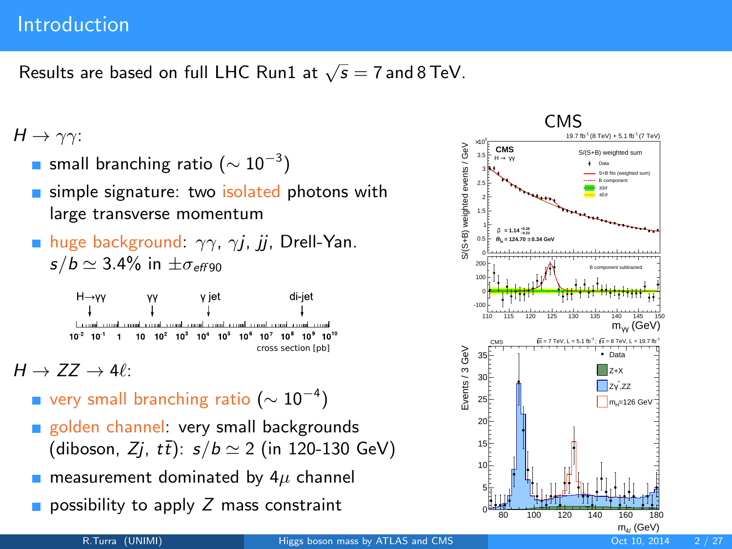# Introduction

Results are based on full LHC Run1 at $\sqrt{s} = 7$ and 8 TeV.

$H \to \gamma\gamma$:

- small branching ratio ($\sim 10^{-3}$)
- simple signature: two isolated photons with large transverse momentum
- huge background: $\gamma\gamma$, $\gamma j$, $jj$, Drell-Yan. $s/b \simeq 3.4\%$ in $\pm\sigma_{eff90}$

$H \to ZZ \to 4\ell$:

- very small branching ratio ($\sim 10^{-4}$)
- golden channel: very small backgrounds (diboson, $Zj$, $t\bar{t}$): $s/b \simeq 2$ (in 120-130 GeV)
- measurement dominated by $4\mu$ channel
- possibility to apply $Z$ mass constraint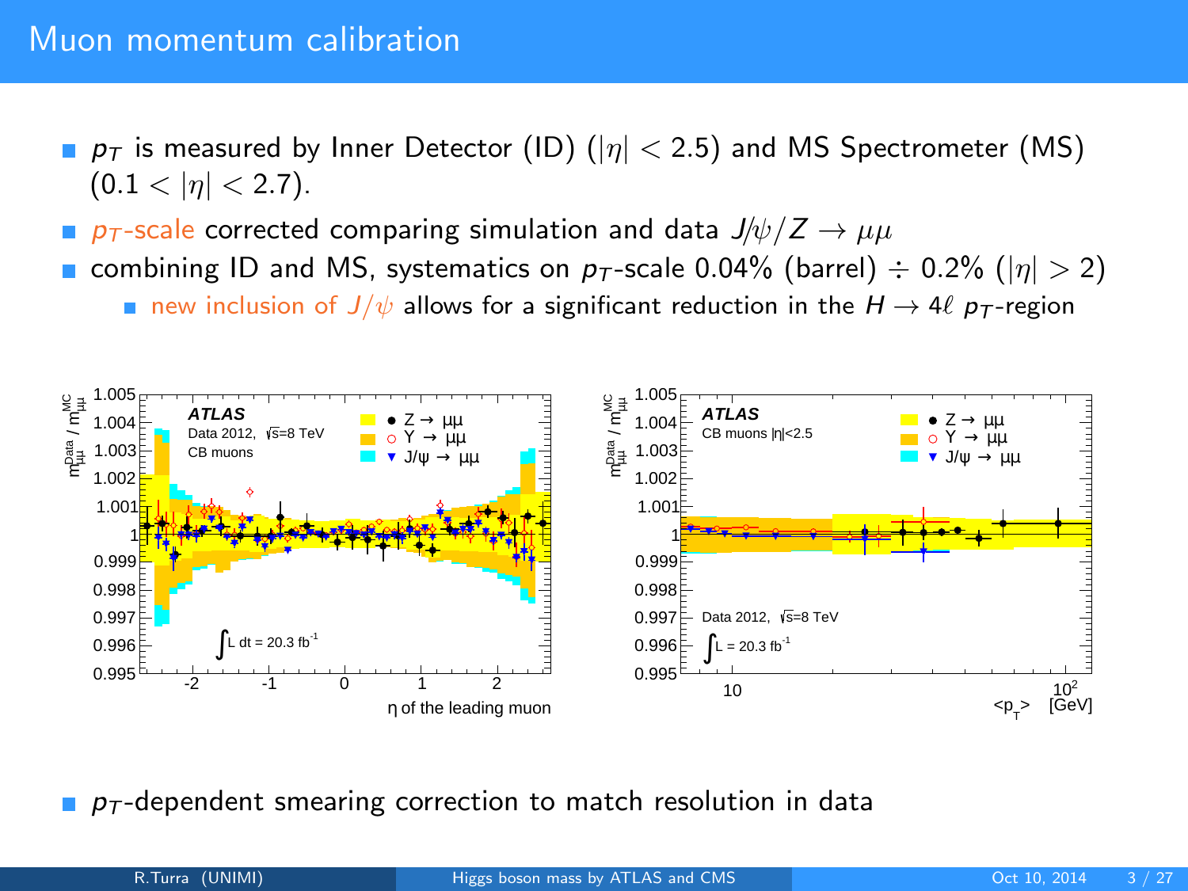# Muon momentum calibration

- $p_T$ is measured by Inner Detector (ID) ($|\eta| < 2.5$) and MS Spectrometer (MS) ($0.1 < |\eta| < 2.7$).
- $p_T$-scale corrected comparing simulation and data $J/\psi/Z \to \mu\mu$
- combining ID and MS, systematics on $p_T$-scale 0.04% (barrel) $\div$ 0.2% ($|\eta| > 2$)
  - new inclusion of $J/\psi$ allows for a significant reduction in the $H \to 4\ell$ $p_T$-region

- $p_T$-dependent smearing correction to match resolution in data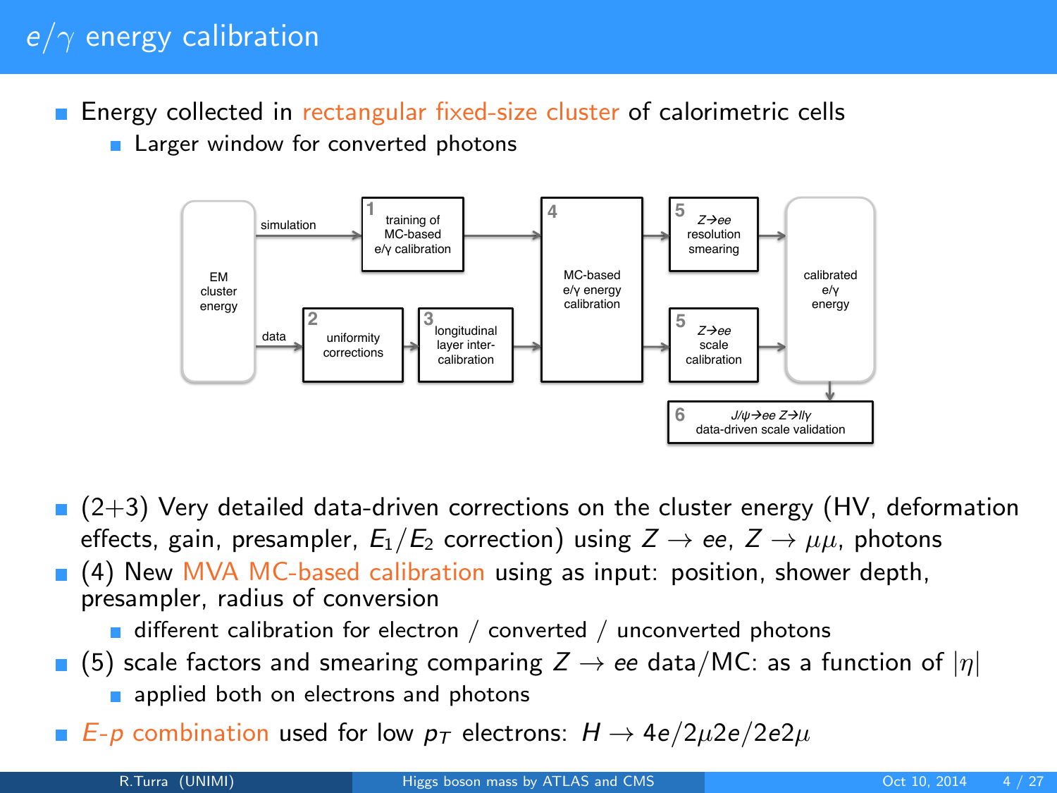# $e/\gamma$ energy calibration

- Energy collected in rectangular fixed-size cluster of calorimetric cells
  - Larger window for converted photons

EM cluster energy

simulation → 1 training of MC-based e/γ calibration → 4 MC-based e/γ energy calibration

data → 2 uniformity corrections → 3 longitudinal layer inter-calibration → 4 MC-based e/γ energy calibration

4 → 5 $Z \to ee$ resolution smearing → calibrated e/γ energy

4 → 5 $Z \to ee$ scale calibration → calibrated e/γ energy

calibrated e/γ energy → 6 $J/\psi \to ee$ $Z \to ll\gamma$ data-driven scale validation

- (2+3) Very detailed data-driven corrections on the cluster energy (HV, deformation effects, gain, presampler, $E_1/E_2$ correction) using $Z \to ee$, $Z \to \mu\mu$, photons
- (4) New MVA MC-based calibration using as input: position, shower depth, presampler, radius of conversion
  - different calibration for electron / converted / unconverted photons
- (5) scale factors and smearing comparing $Z \to ee$ data/MC: as a function of $|\eta|$
  - applied both on electrons and photons
- $E$-$p$ combination used for low $p_T$ electrons: $H \to 4e/2\mu 2e/2e2\mu$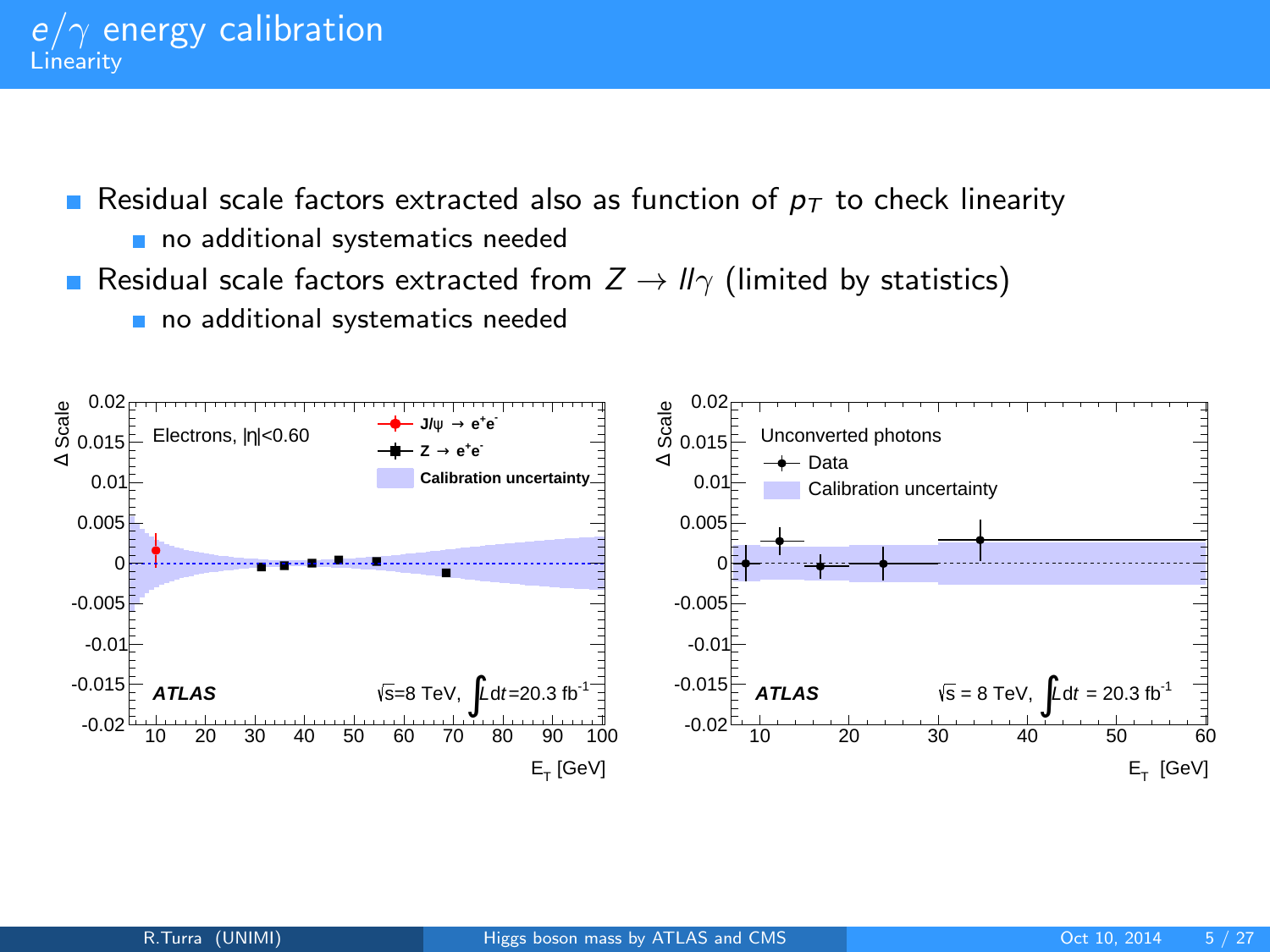# $e/\gamma$ energy calibration

## Linearity

- Residual scale factors extracted also as function of $p_T$ to check linearity
  - no additional systematics needed
- Residual scale factors extracted from $Z \to ll\gamma$ (limited by statistics)
  - no additional systematics needed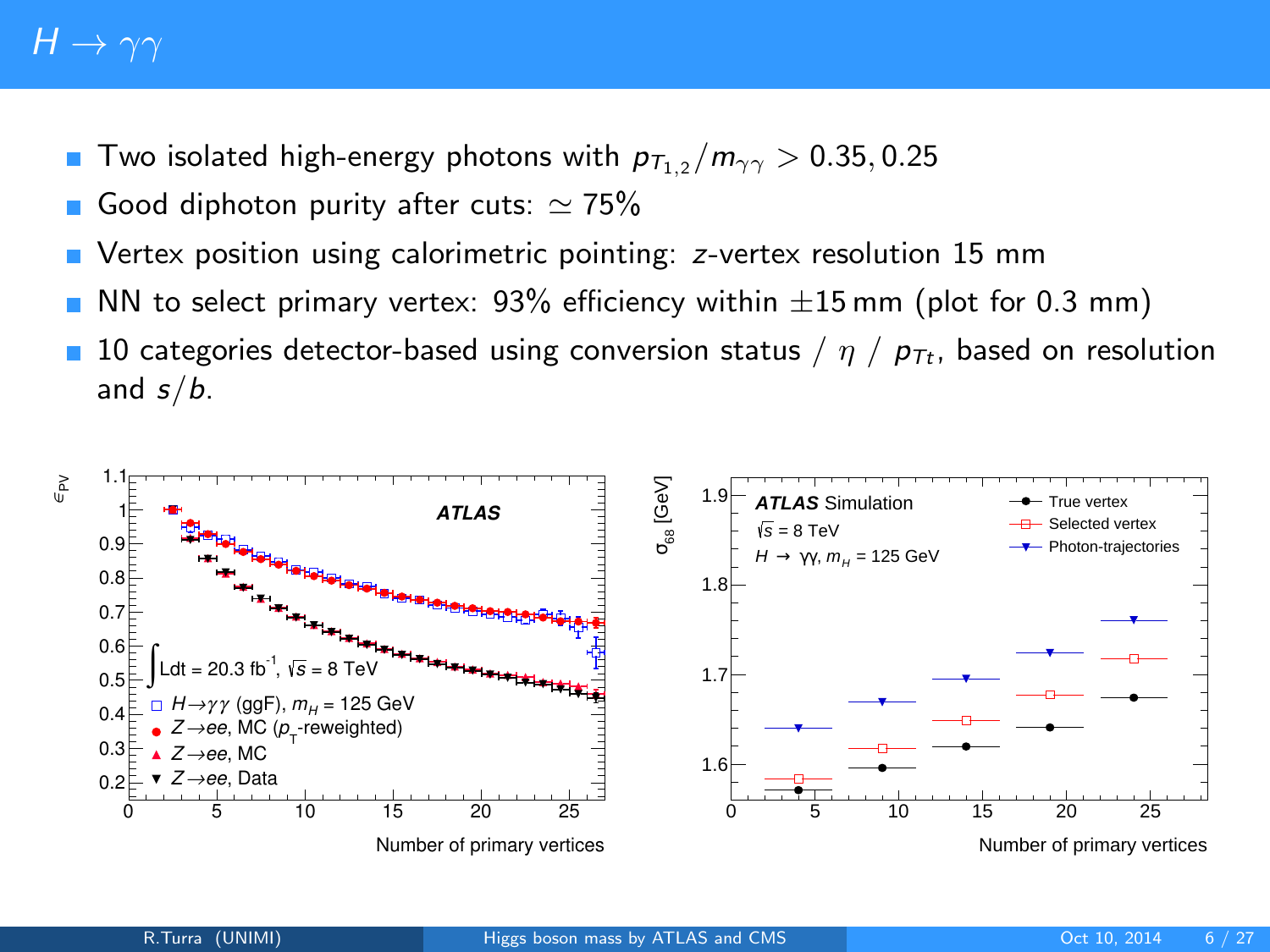# $H \to \gamma\gamma$

- Two isolated high-energy photons with $p_{T_{1,2}}/m_{\gamma\gamma} > 0.35, 0.25$
- Good diphoton purity after cuts: $\simeq 75\%$
- Vertex position using calorimetric pointing: $z$-vertex resolution 15 mm
- NN to select primary vertex: 93% efficiency within $\pm 15$ mm (plot for 0.3 mm)
- 10 categories detector-based using conversion status / $\eta$ / $p_{Tt}$, based on resolution and $s/b$.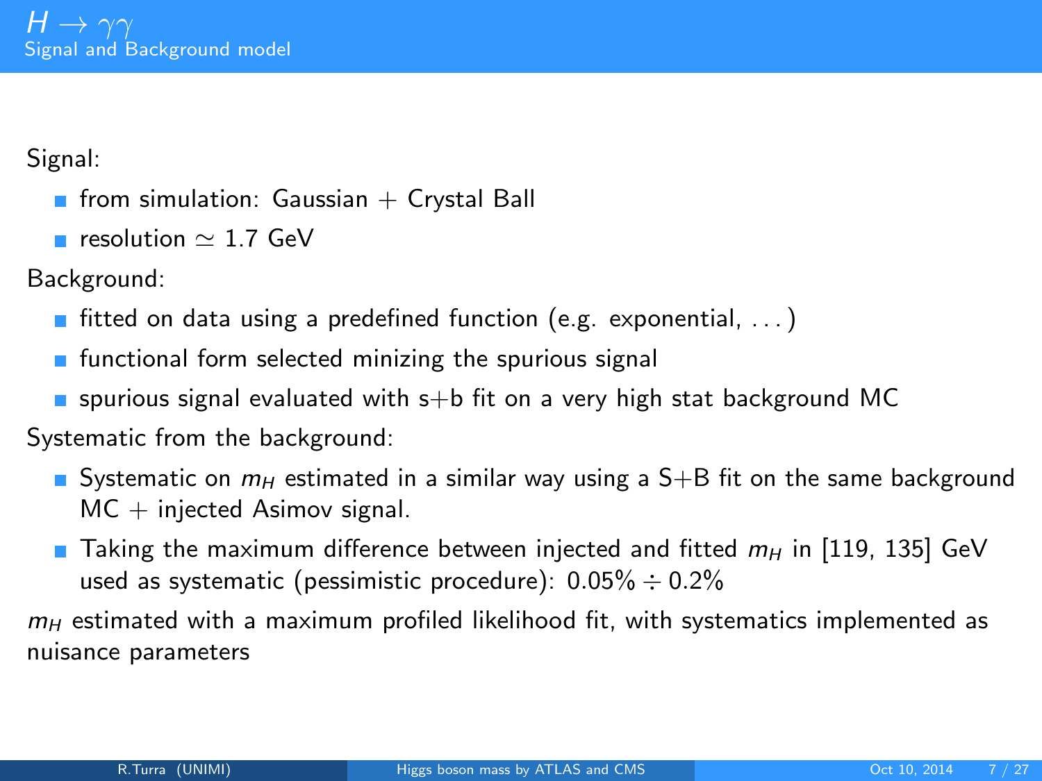# $H \to \gamma\gamma$

## Signal and Background model

Signal:

- from simulation: Gaussian + Crystal Ball
- resolution $\simeq$ 1.7 GeV

Background:

- fitted on data using a predefined function (e.g. exponential, . . . )
- functional form selected minizing the spurious signal
- spurious signal evaluated with s+b fit on a very high stat background MC

Systematic from the background:

- Systematic on $m_H$ estimated in a similar way using a S+B fit on the same background MC + injected Asimov signal.
- Taking the maximum difference between injected and fitted $m_H$ in [119, 135] GeV used as systematic (pessimistic procedure): $0.05\% \div 0.2\%$

$m_H$ estimated with a maximum profiled likelihood fit, with systematics implemented as nuisance parameters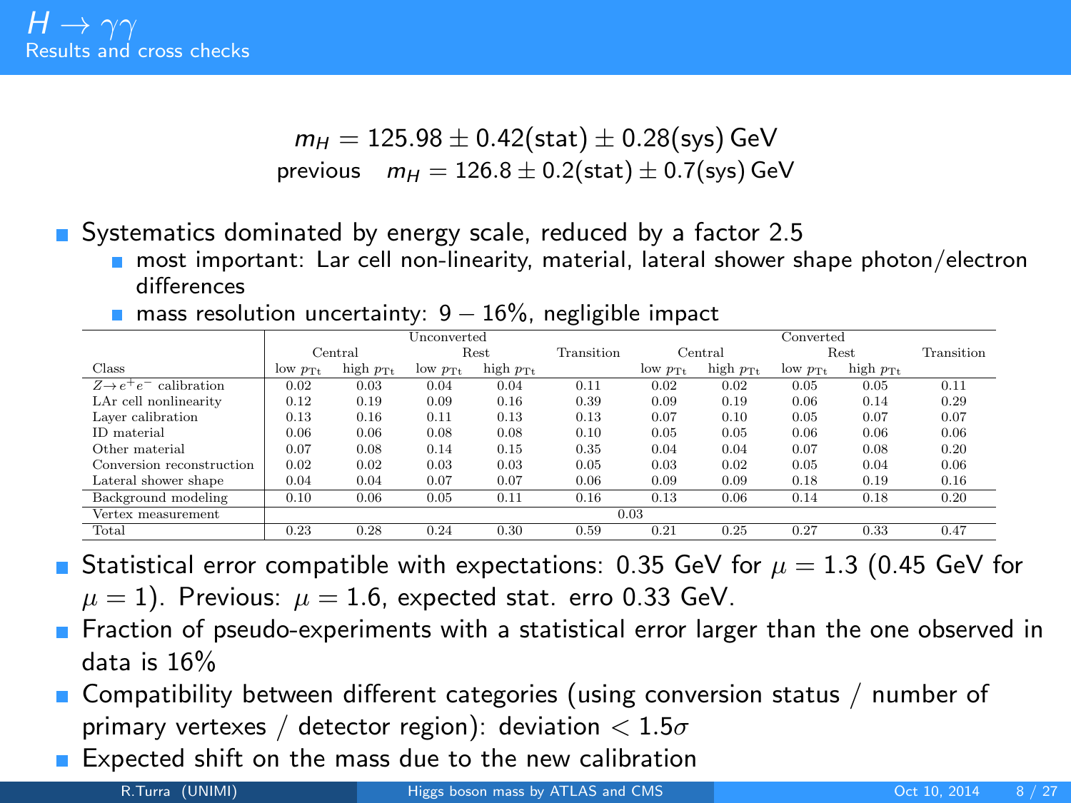## $H \to \gamma\gamma$
### Results and cross checks

$$m_H = 125.98 \pm 0.42(\text{stat}) \pm 0.28(\text{sys})\,\text{GeV}$$

$$\text{previous} \quad m_H = 126.8 \pm 0.2(\text{stat}) \pm 0.7(\text{sys})\,\text{GeV}$$

- Systematics dominated by energy scale, reduced by a factor 2.5
  - most important: Lar cell non-linearity, material, lateral shower shape photon/electron differences
  - mass resolution uncertainty: $9 - 16\%$, negligible impact

| | Unconverted | | | | | Converted | | | | |
|---|---|---|---|---|---|---|---|---|---|---|
| | Central | | Rest | | Transition | Central | | Rest | | Transition |
| Class | low $p_{\text{Tt}}$ | high $p_{\text{Tt}}$ | low $p_{\text{Tt}}$ | high $p_{\text{Tt}}$ | | low $p_{\text{Tt}}$ | high $p_{\text{Tt}}$ | low $p_{\text{Tt}}$ | high $p_{\text{Tt}}$ | |
| $Z \to e^+e^-$ calibration | 0.02 | 0.03 | 0.04 | 0.04 | 0.11 | 0.02 | 0.02 | 0.05 | 0.05 | 0.11 |
| LAr cell nonlinearity | 0.12 | 0.19 | 0.09 | 0.16 | 0.39 | 0.09 | 0.19 | 0.06 | 0.14 | 0.29 |
| Layer calibration | 0.13 | 0.16 | 0.11 | 0.13 | 0.13 | 0.07 | 0.10 | 0.05 | 0.07 | 0.07 |
| ID material | 0.06 | 0.06 | 0.08 | 0.08 | 0.10 | 0.05 | 0.05 | 0.06 | 0.06 | 0.06 |
| Other material | 0.07 | 0.08 | 0.14 | 0.15 | 0.35 | 0.04 | 0.04 | 0.07 | 0.08 | 0.20 |
| Conversion reconstruction | 0.02 | 0.02 | 0.03 | 0.03 | 0.05 | 0.03 | 0.02 | 0.05 | 0.04 | 0.06 |
| Lateral shower shape | 0.04 | 0.04 | 0.07 | 0.07 | 0.06 | 0.09 | 0.09 | 0.18 | 0.19 | 0.16 |
| Background modeling | 0.10 | 0.06 | 0.05 | 0.11 | 0.16 | 0.13 | 0.06 | 0.14 | 0.18 | 0.20 |
| Vertex measurement | 0.03 | | | | | | | | | |
| Total | 0.23 | 0.28 | 0.24 | 0.30 | 0.59 | 0.21 | 0.25 | 0.27 | 0.33 | 0.47 |

- Statistical error compatible with expectations: 0.35 GeV for $\mu = 1.3$ (0.45 GeV for $\mu = 1$). Previous: $\mu = 1.6$, expected stat. erro 0.33 GeV.
- Fraction of pseudo-experiments with a statistical error larger than the one observed in data is 16%
- Compatibility between different categories (using conversion status / number of primary vertexes / detector region): deviation $< 1.5\sigma$
- Expected shift on the mass due to the new calibration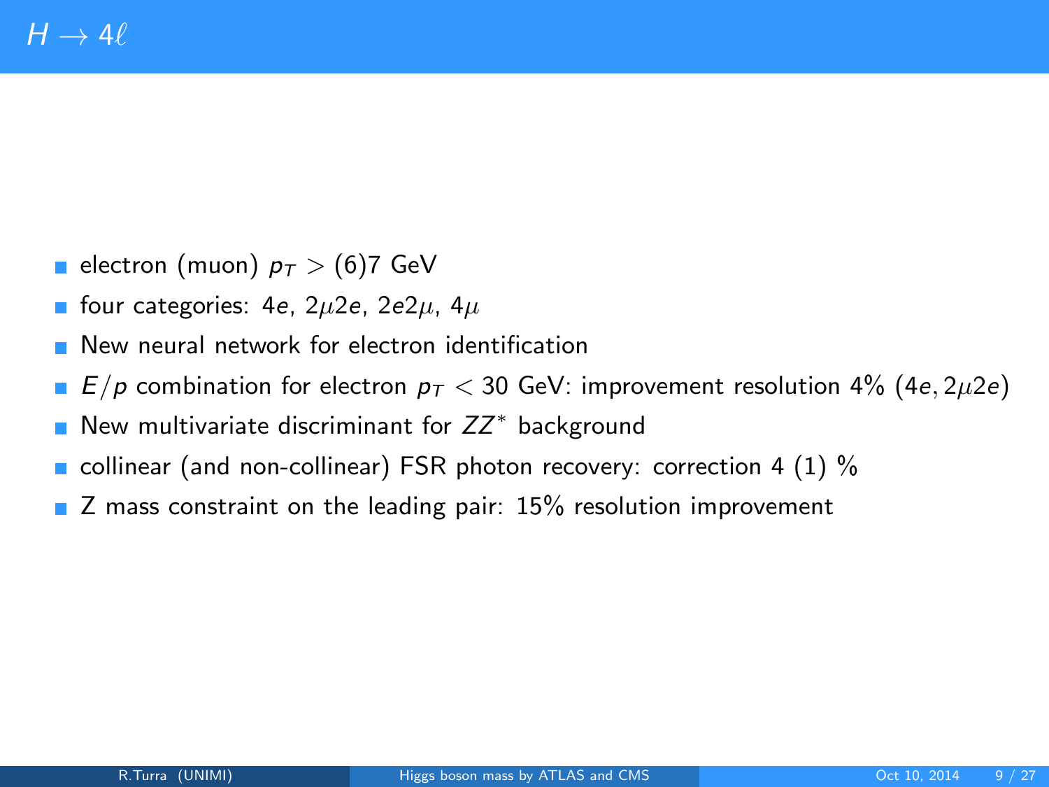# $H \to 4\ell$

- electron (muon) $p_T >$ (6)7 GeV
- four categories: $4e$, $2\mu 2e$, $2e2\mu$, $4\mu$
- New neural network for electron identification
- $E/p$ combination for electron $p_T < 30$ GeV: improvement resolution 4% ($4e, 2\mu 2e$)
- New multivariate discriminant for $ZZ^*$ background
- collinear (and non-collinear) FSR photon recovery: correction 4 (1) %
- Z mass constraint on the leading pair: 15% resolution improvement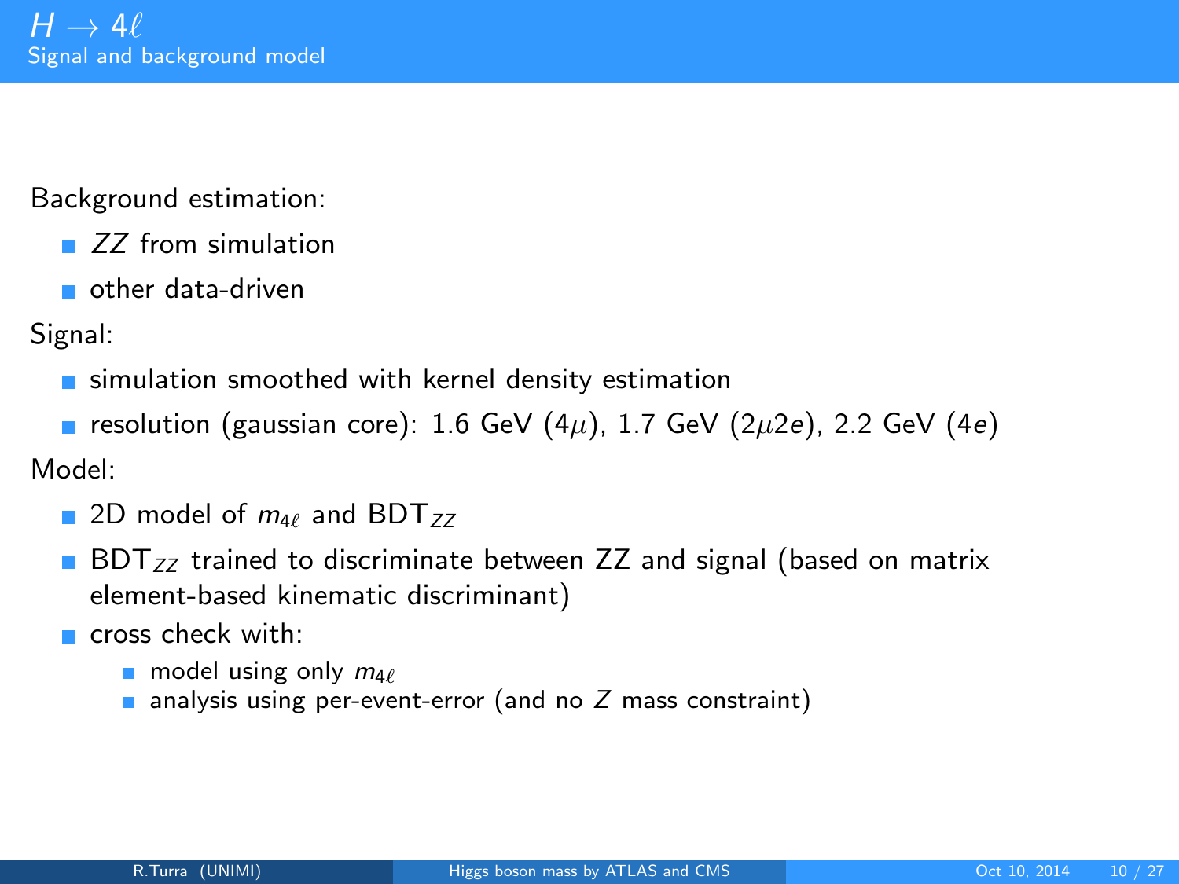# $H \to 4\ell$

## Signal and background model

Background estimation:

- $ZZ$ from simulation
- other data-driven

Signal:

- simulation smoothed with kernel density estimation
- resolution (gaussian core): 1.6 GeV ($4\mu$), 1.7 GeV ($2\mu 2e$), 2.2 GeV ($4e$)

Model:

- 2D model of $m_{4\ell}$ and $\mathrm{BDT}_{ZZ}$
- $\mathrm{BDT}_{ZZ}$ trained to discriminate between ZZ and signal (based on matrix element-based kinematic discriminant)
- cross check with:
  - model using only $m_{4\ell}$
  - analysis using per-event-error (and no $Z$ mass constraint)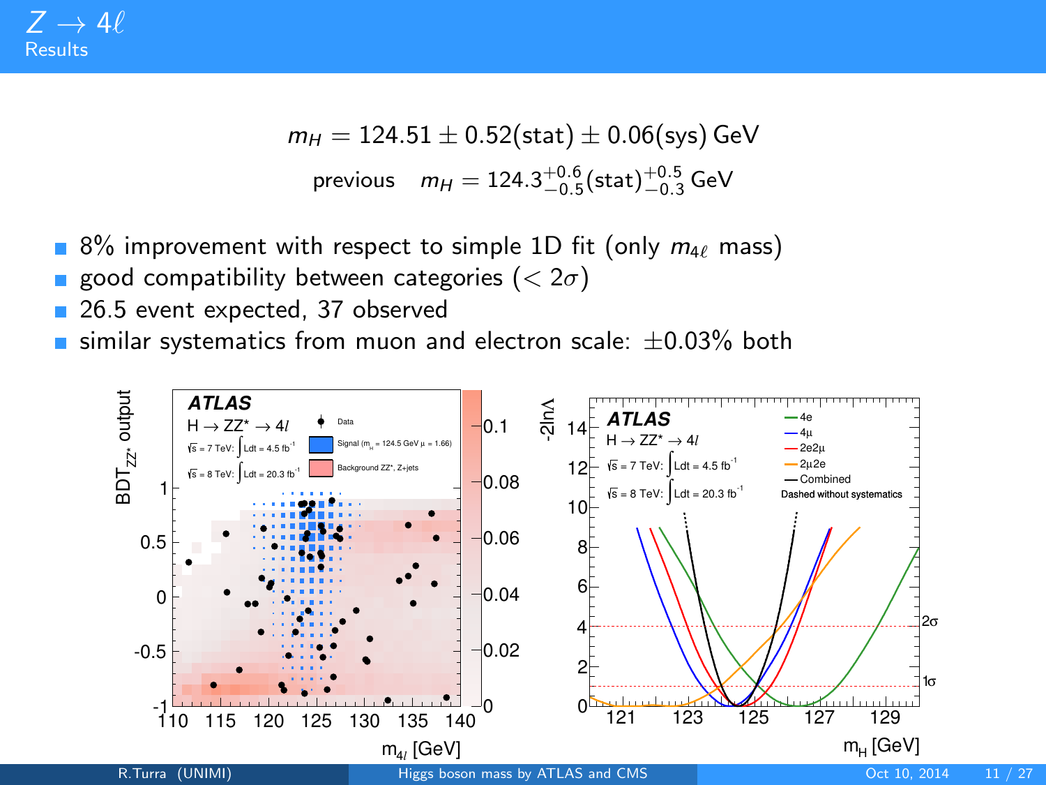# $Z \rightarrow 4\ell$

## Results

$$m_H = 124.51 \pm 0.52(\text{stat}) \pm 0.06(\text{sys})\ \text{GeV}$$

$$\text{previous} \quad m_H = 124.3^{+0.6}_{-0.5}(\text{stat})^{+0.5}_{-0.3}\ \text{GeV}$$

- 8% improvement with respect to simple 1D fit (only $m_{4\ell}$ mass)
- good compatibility between categories ($< 2\sigma$)
- 26.5 event expected, 37 observed
- similar systematics from muon and electron scale: $\pm 0.03\%$ both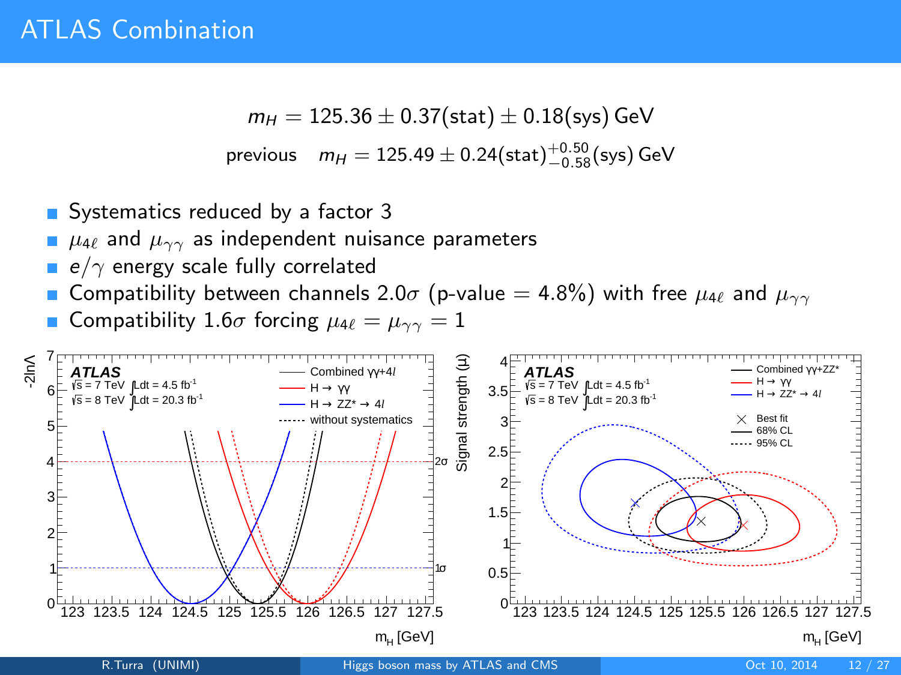# ATLAS Combination

$$m_H = 125.36 \pm 0.37(\text{stat}) \pm 0.18(\text{sys})\ \text{GeV}$$

$$\text{previous} \quad m_H = 125.49 \pm 0.24(\text{stat})^{+0.50}_{-0.58}(\text{sys})\ \text{GeV}$$

- Systematics reduced by a factor 3
- $\mu_{4\ell}$ and $\mu_{\gamma\gamma}$ as independent nuisance parameters
- $e/\gamma$ energy scale fully correlated
- Compatibility between channels 2.0$\sigma$ (p-value = 4.8%) with free $\mu_{4\ell}$ and $\mu_{\gamma\gamma}$
- Compatibility 1.6$\sigma$ forcing $\mu_{4\ell} = \mu_{\gamma\gamma} = 1$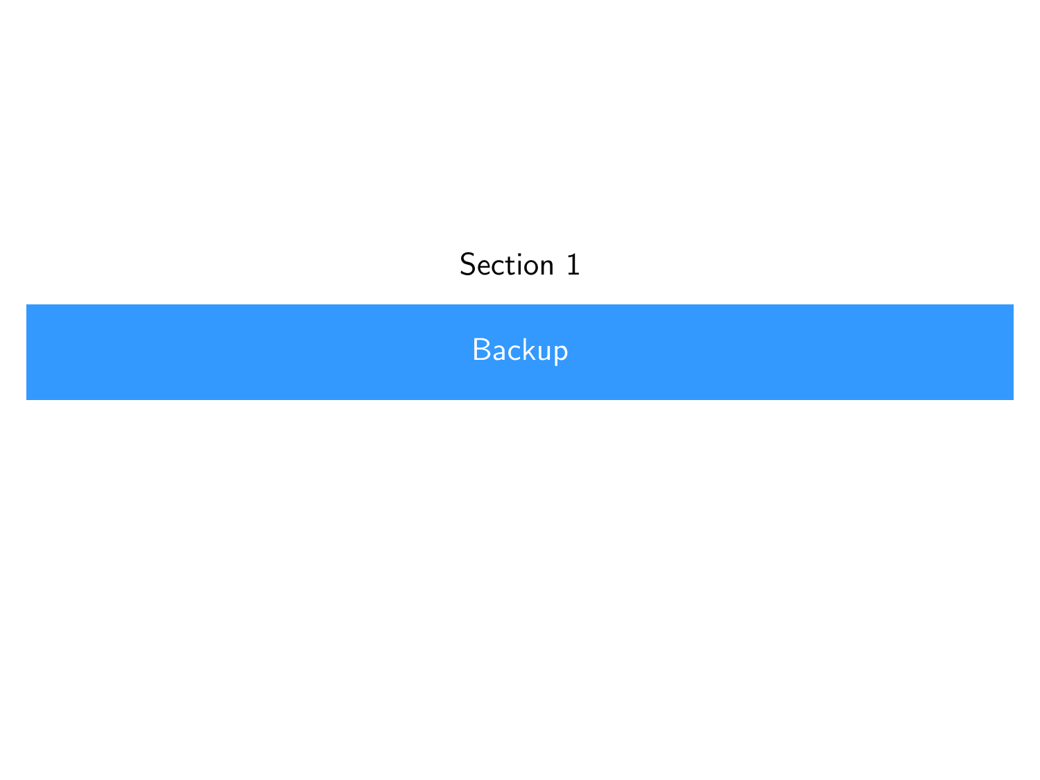Section 1

# Backup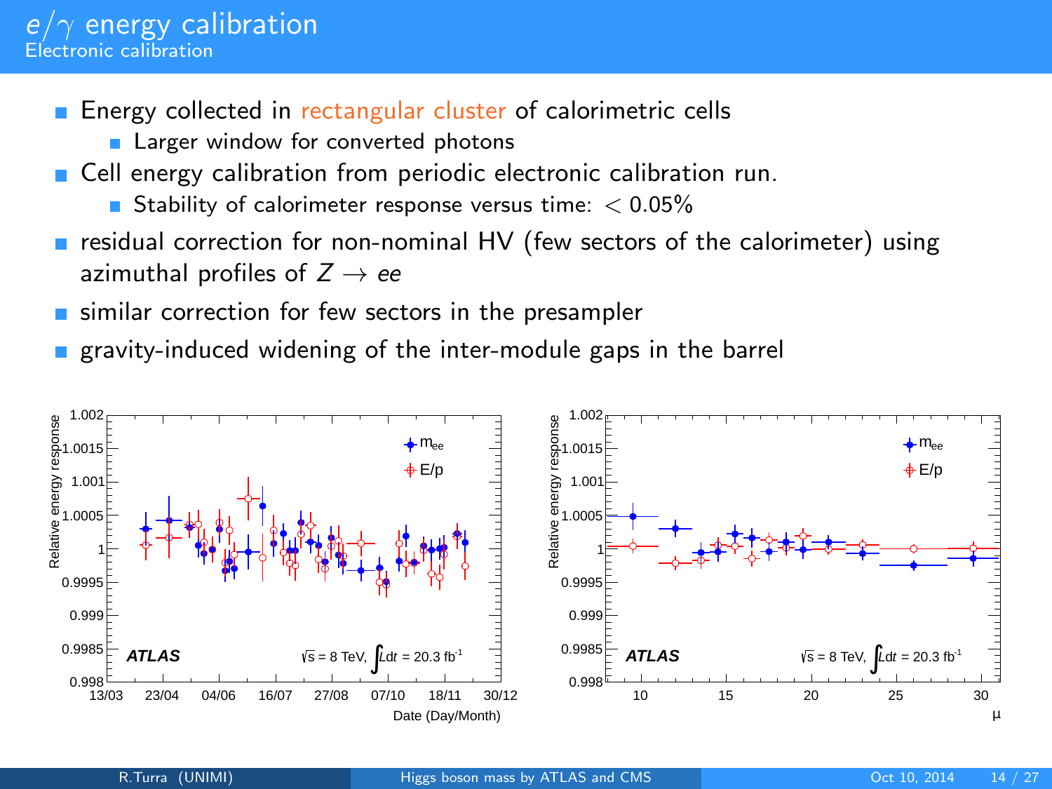# $e/\gamma$ energy calibration

## Electronic calibration

- Energy collected in rectangular cluster of calorimetric cells
  - Larger window for converted photons
- Cell energy calibration from periodic electronic calibration run.
  - Stability of calorimeter response versus time: $< 0.05\%$
- residual correction for non-nominal HV (few sectors of the calorimeter) using azimuthal profiles of $Z \to ee$
- similar correction for few sectors in the presampler
- gravity-induced widening of the inter-module gaps in the barrel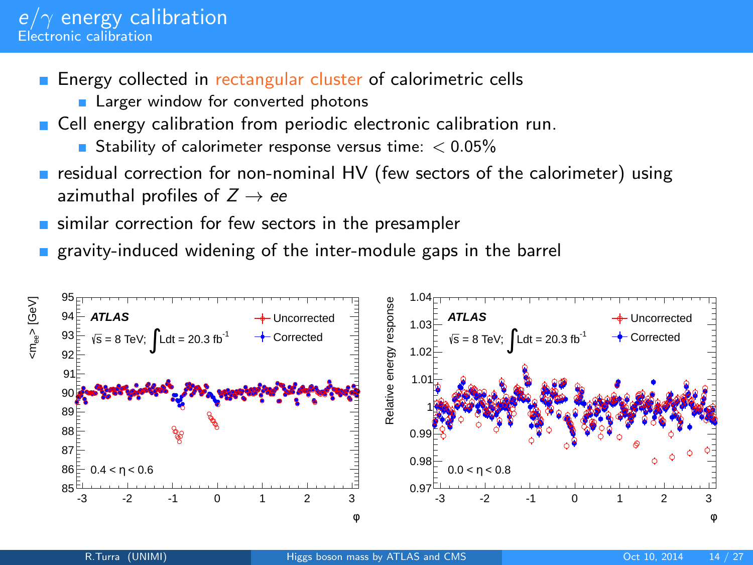# $e/\gamma$ energy calibration

## Electronic calibration

- Energy collected in rectangular cluster of calorimetric cells
  - Larger window for converted photons
- Cell energy calibration from periodic electronic calibration run.
  - Stability of calorimeter response versus time: $< 0.05\%$
- residual correction for non-nominal HV (few sectors of the calorimeter) using azimuthal profiles of $Z \rightarrow ee$
- similar correction for few sectors in the presampler
- gravity-induced widening of the inter-module gaps in the barrel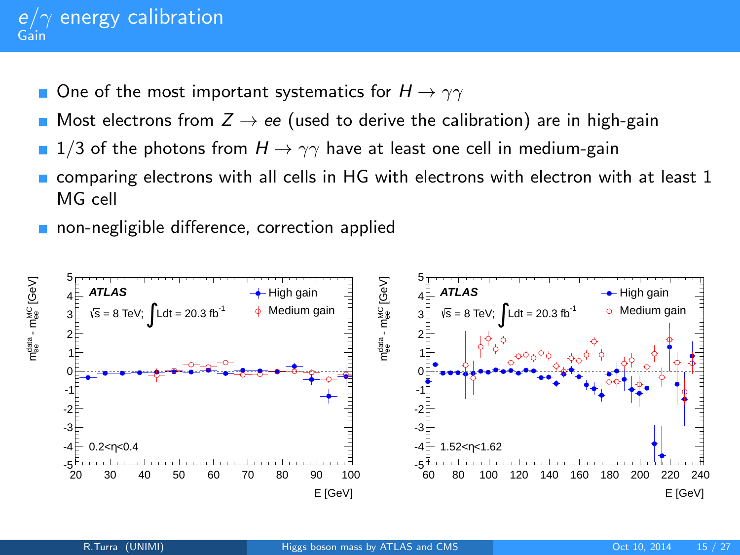# $e/\gamma$ energy calibration

## Gain

- One of the most important systematics for $H \to \gamma\gamma$
- Most electrons from $Z \to ee$ (used to derive the calibration) are in high-gain
- 1/3 of the photons from $H \to \gamma\gamma$ have at least one cell in medium-gain
- comparing electrons with all cells in HG with electrons with electron with at least 1 MG cell
- non-negligible difference, correction applied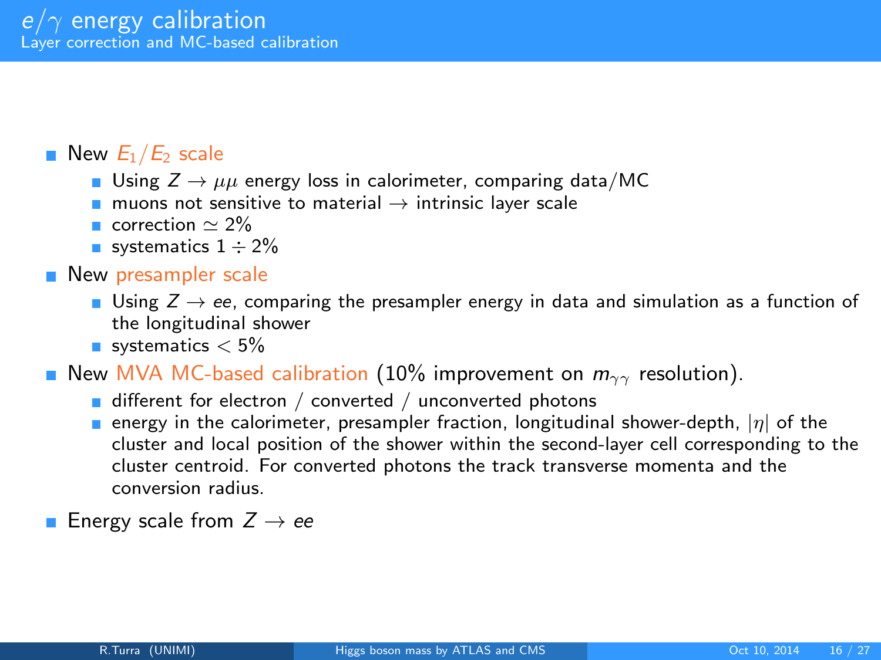# $e/\gamma$ energy calibration

## Layer correction and MC-based calibration

- New $E_1/E_2$ scale
  - Using $Z \to \mu\mu$ energy loss in calorimeter, comparing data/MC
  - muons not sensitive to material $\to$ intrinsic layer scale
  - correction $\simeq 2\%$
  - systematics $1 \div 2\%$
- New presampler scale
  - Using $Z \to ee$, comparing the presampler energy in data and simulation as a function of the longitudinal shower
  - systematics $< 5\%$
- New MVA MC-based calibration (10% improvement on $m_{\gamma\gamma}$ resolution).
  - different for electron / converted / unconverted photons
  - energy in the calorimeter, presampler fraction, longitudinal shower-depth, $|\eta|$ of the cluster and local position of the shower within the second-layer cell corresponding to the cluster centroid. For converted photons the track transverse momenta and the conversion radius.
- Energy scale from $Z \to ee$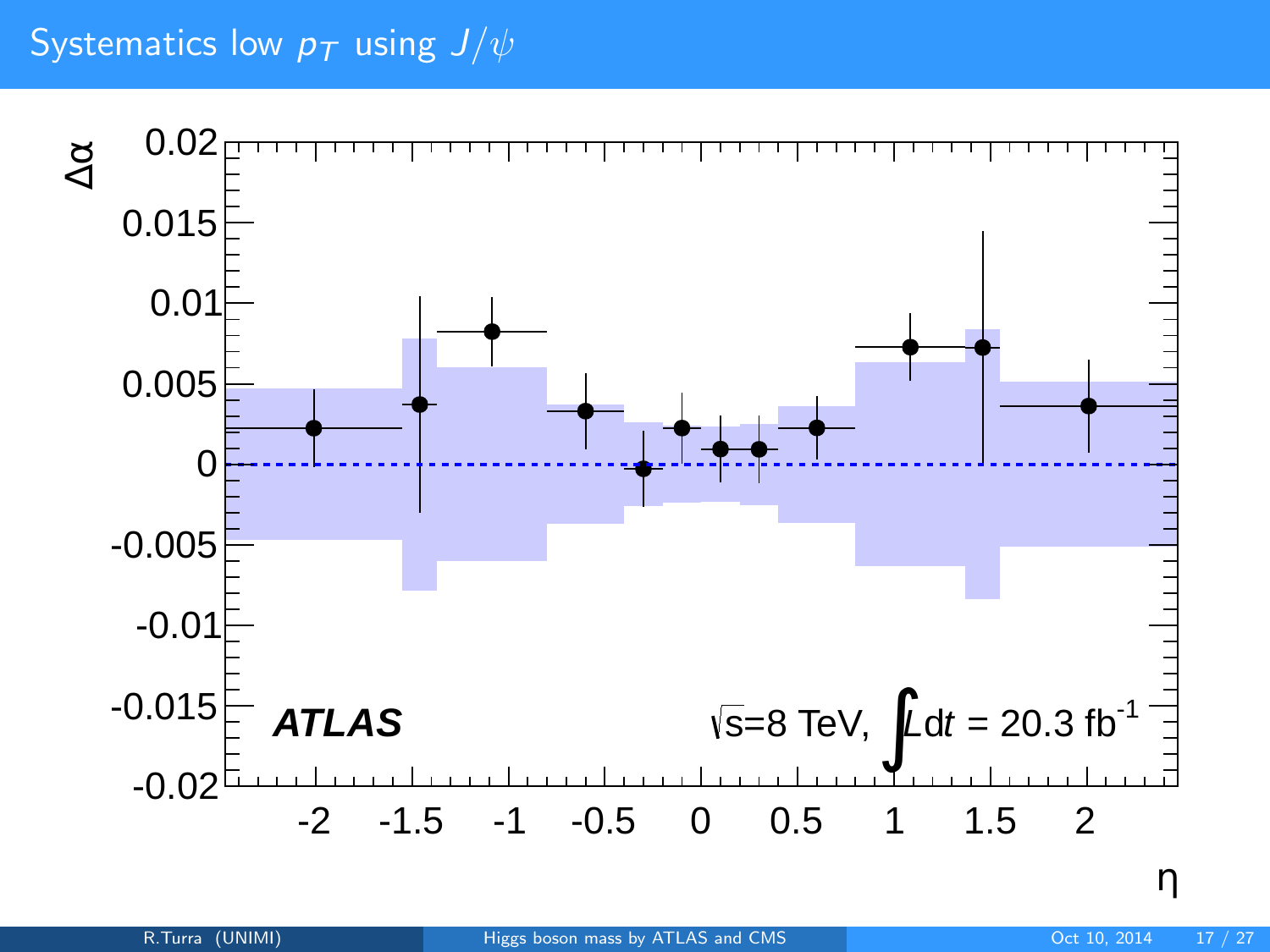## Systematics low $p_T$ using $J/\psi$

ATLAS

$\sqrt{s}$=8 TeV, $\int L dt$ = 20.3 fb$^{-1}$

$\Delta\alpha$

$\eta$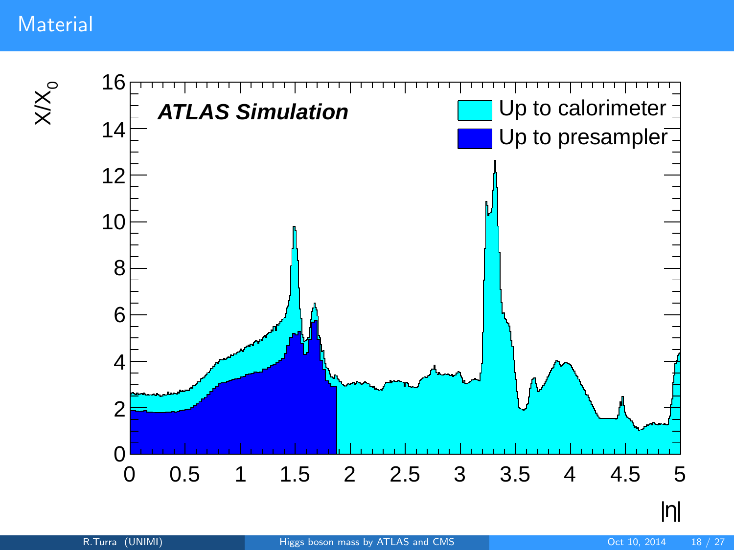# Material

ATLAS Simulation

Up to calorimeter

Up to presampler

$X/X_0$

$|\eta|$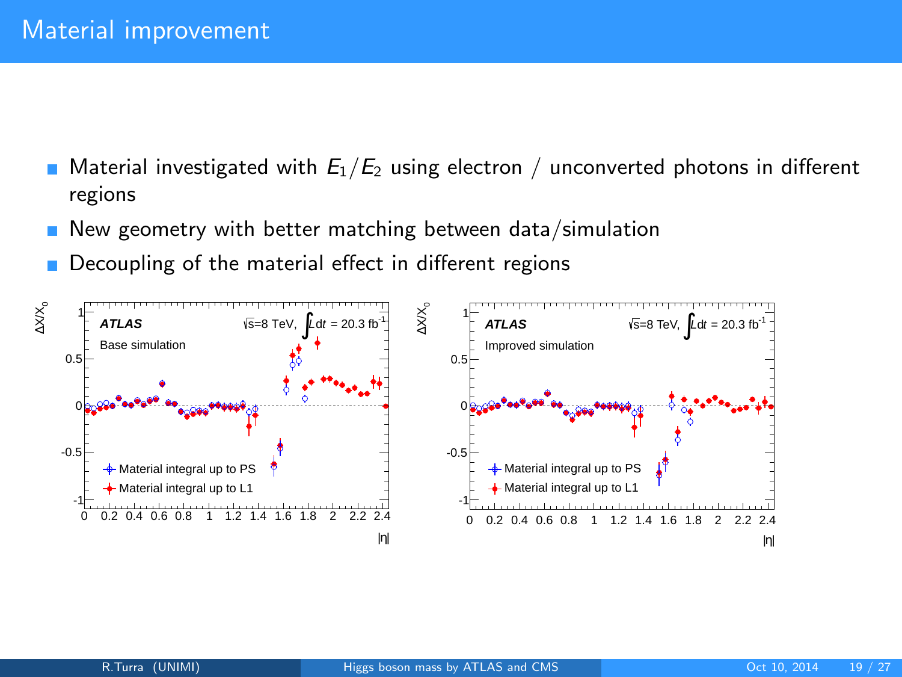# Material improvement

- Material investigated with $E_1/E_2$ using electron / unconverted photons in different regions
- New geometry with better matching between data/simulation
- Decoupling of the material effect in different regions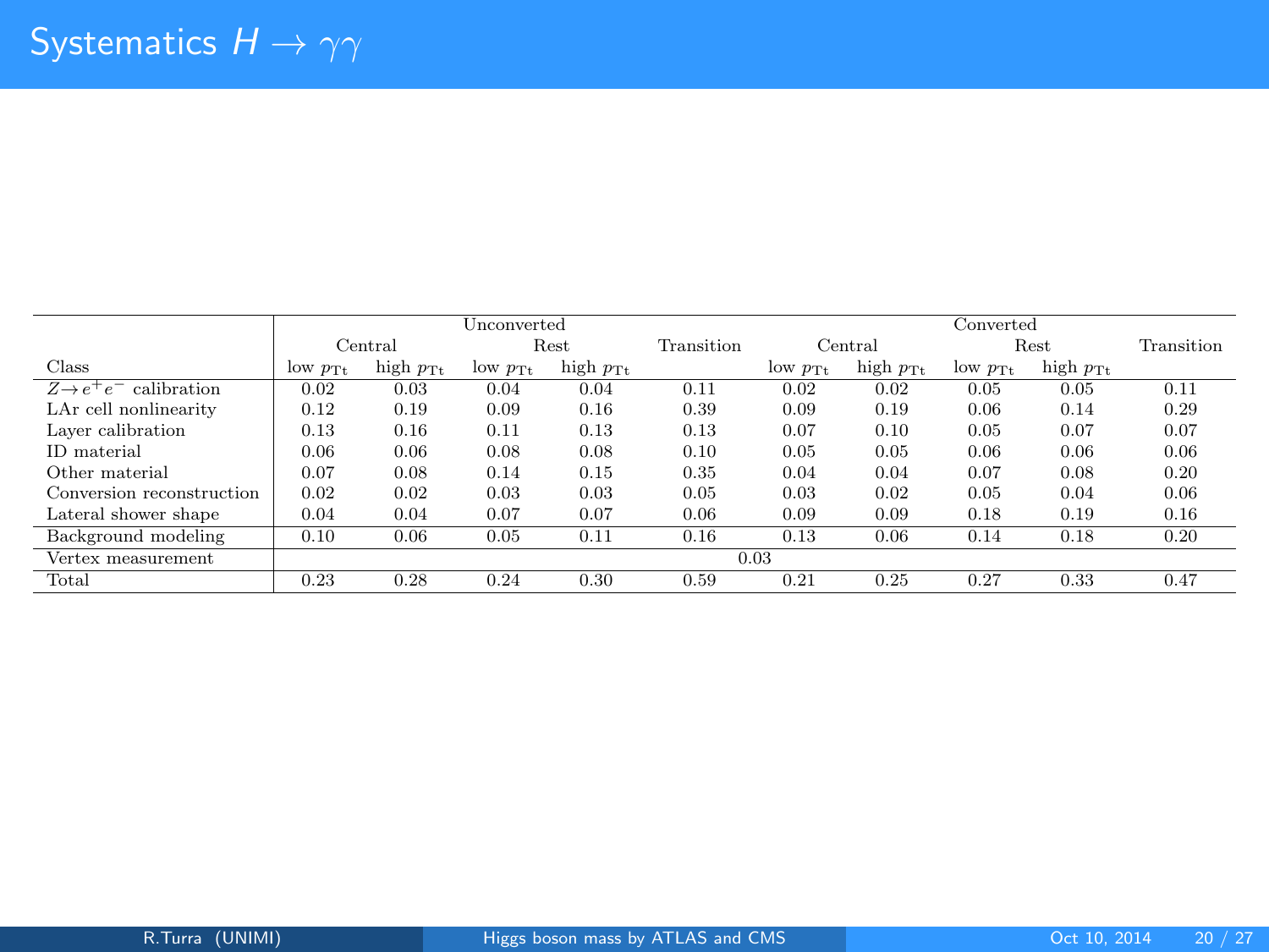# Systematics $H \to \gamma\gamma$

| Class | Unconverted | | | | | Converted | | | | |
|---|---|---|---|---|---|---|---|---|---|---|
| | Central | | Rest | | Transition | Central | | Rest | | Transition |
| | low $p_{\mathrm{Tt}}$ | high $p_{\mathrm{Tt}}$ | low $p_{\mathrm{Tt}}$ | high $p_{\mathrm{Tt}}$ | | low $p_{\mathrm{Tt}}$ | high $p_{\mathrm{Tt}}$ | low $p_{\mathrm{Tt}}$ | high $p_{\mathrm{Tt}}$ | |
| $Z \to e^+e^-$ calibration | 0.02 | 0.03 | 0.04 | 0.04 | 0.11 | 0.02 | 0.02 | 0.05 | 0.05 | 0.11 |
| LAr cell nonlinearity | 0.12 | 0.19 | 0.09 | 0.16 | 0.39 | 0.09 | 0.19 | 0.06 | 0.14 | 0.29 |
| Layer calibration | 0.13 | 0.16 | 0.11 | 0.13 | 0.13 | 0.07 | 0.10 | 0.05 | 0.07 | 0.07 |
| ID material | 0.06 | 0.06 | 0.08 | 0.08 | 0.10 | 0.05 | 0.05 | 0.06 | 0.06 | 0.06 |
| Other material | 0.07 | 0.08 | 0.14 | 0.15 | 0.35 | 0.04 | 0.04 | 0.07 | 0.08 | 0.20 |
| Conversion reconstruction | 0.02 | 0.02 | 0.03 | 0.03 | 0.05 | 0.03 | 0.02 | 0.05 | 0.04 | 0.06 |
| Lateral shower shape | 0.04 | 0.04 | 0.07 | 0.07 | 0.06 | 0.09 | 0.09 | 0.18 | 0.19 | 0.16 |
| Background modeling | 0.10 | 0.06 | 0.05 | 0.11 | 0.16 | 0.13 | 0.06 | 0.14 | 0.18 | 0.20 |
| Vertex measurement | 0.03 | | | | | | | | | |
| Total | 0.23 | 0.28 | 0.24 | 0.30 | 0.59 | 0.21 | 0.25 | 0.27 | 0.33 | 0.47 |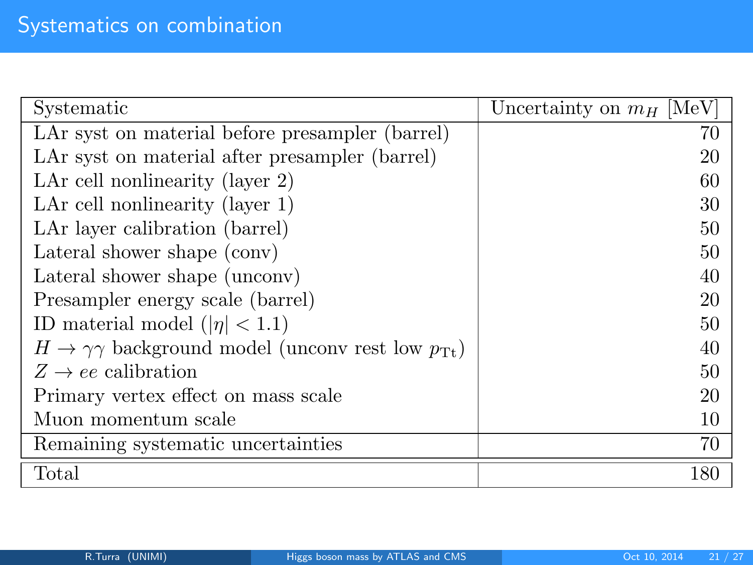# Systematics on combination

| Systematic | Uncertainty on $m_H$ [MeV] |
|---|---|
| LAr syst on material before presampler (barrel) | 70 |
| LAr syst on material after presampler (barrel) | 20 |
| LAr cell nonlinearity (layer 2) | 60 |
| LAr cell nonlinearity (layer 1) | 30 |
| LAr layer calibration (barrel) | 50 |
| Lateral shower shape (conv) | 50 |
| Lateral shower shape (unconv) | 40 |
| Presampler energy scale (barrel) | 20 |
| ID material model ($\|\eta\| < 1.1$) | 50 |
| $H \to \gamma\gamma$ background model (unconv rest low $p_{\mathrm{Tt}}$) | 40 |
| $Z \to ee$ calibration | 50 |
| Primary vertex effect on mass scale | 20 |
| Muon momentum scale | 10 |
| Remaining systematic uncertainties | 70 |
| Total | 180 |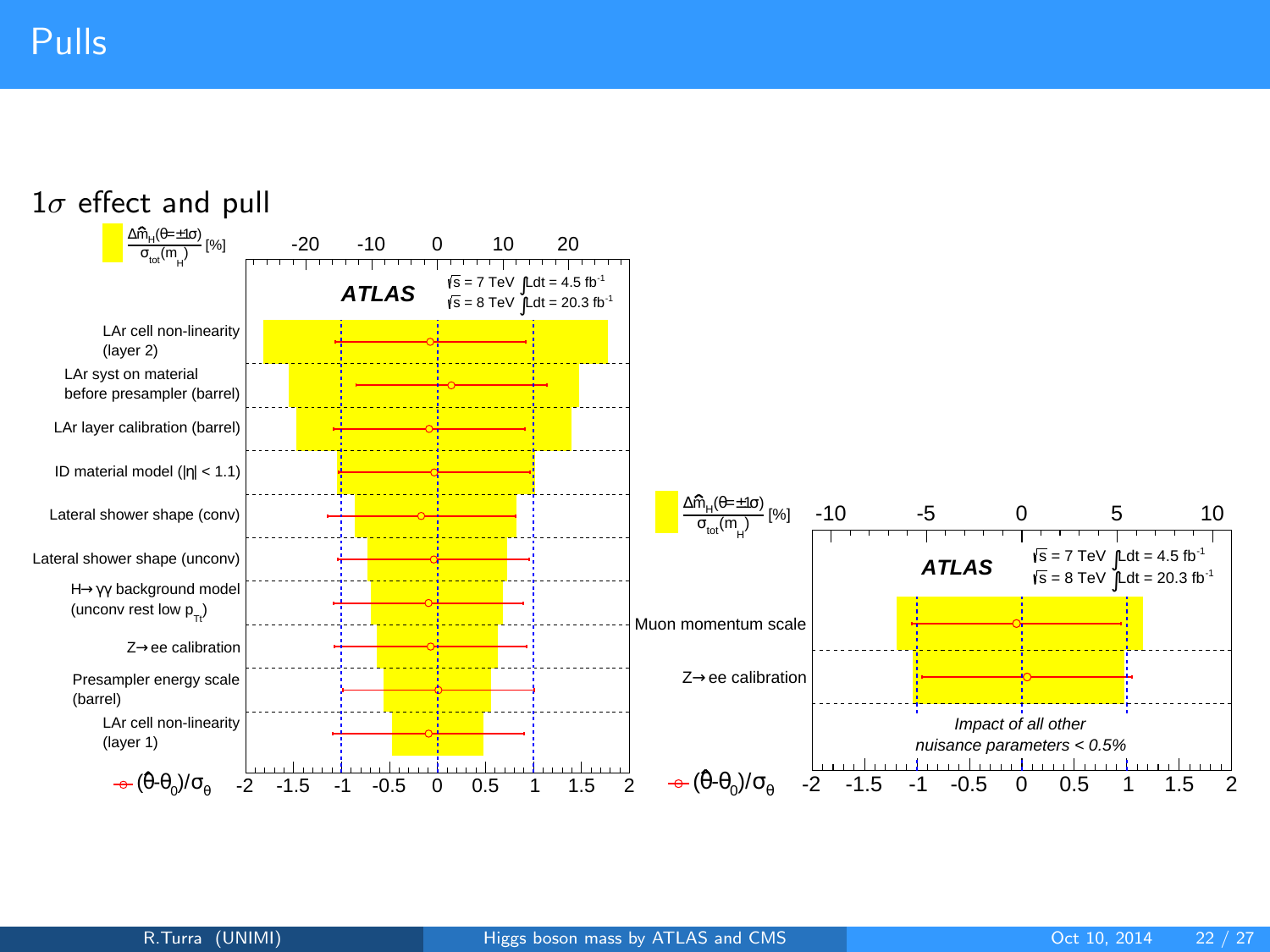# Pulls

## $1\sigma$ effect and pull

$\frac{\Delta\hat{m}_H(\theta=\pm1\sigma)}{\sigma_{tot}(m_H)}$ [%]

**ATLAS** $\sqrt{s}$ = 7 TeV $\int Ldt$ = 4.5 fb$^{-1}$ $\sqrt{s}$ = 8 TeV $\int Ldt$ = 20.3 fb$^{-1}$

- LAr cell non-linearity (layer 2)
- LAr syst on material before presampler (barrel)
- LAr layer calibration (barrel)
- ID material model ($|\eta|$ < 1.1)
- Lateral shower shape (conv)
- Lateral shower shape (unconv)
- $H\rightarrow\gamma\gamma$ background model (unconv rest low $p_{Tt}$)
- $Z\rightarrow ee$ calibration
- Presampler energy scale (barrel)
- LAr cell non-linearity (layer 1)

$(\hat{\theta}-\theta_0)/\sigma_\theta$

$\frac{\Delta\hat{m}_H(\theta=\pm1\sigma)}{\sigma_{tot}(m_H)}$ [%]

**ATLAS** $\sqrt{s}$ = 7 TeV $\int Ldt$ = 4.5 fb$^{-1}$ $\sqrt{s}$ = 8 TeV $\int Ldt$ = 20.3 fb$^{-1}$

- Muon momentum scale
- $Z\rightarrow ee$ calibration

*Impact of all other nuisance parameters < 0.5%*

$(\hat{\theta}-\theta_0)/\sigma_\theta$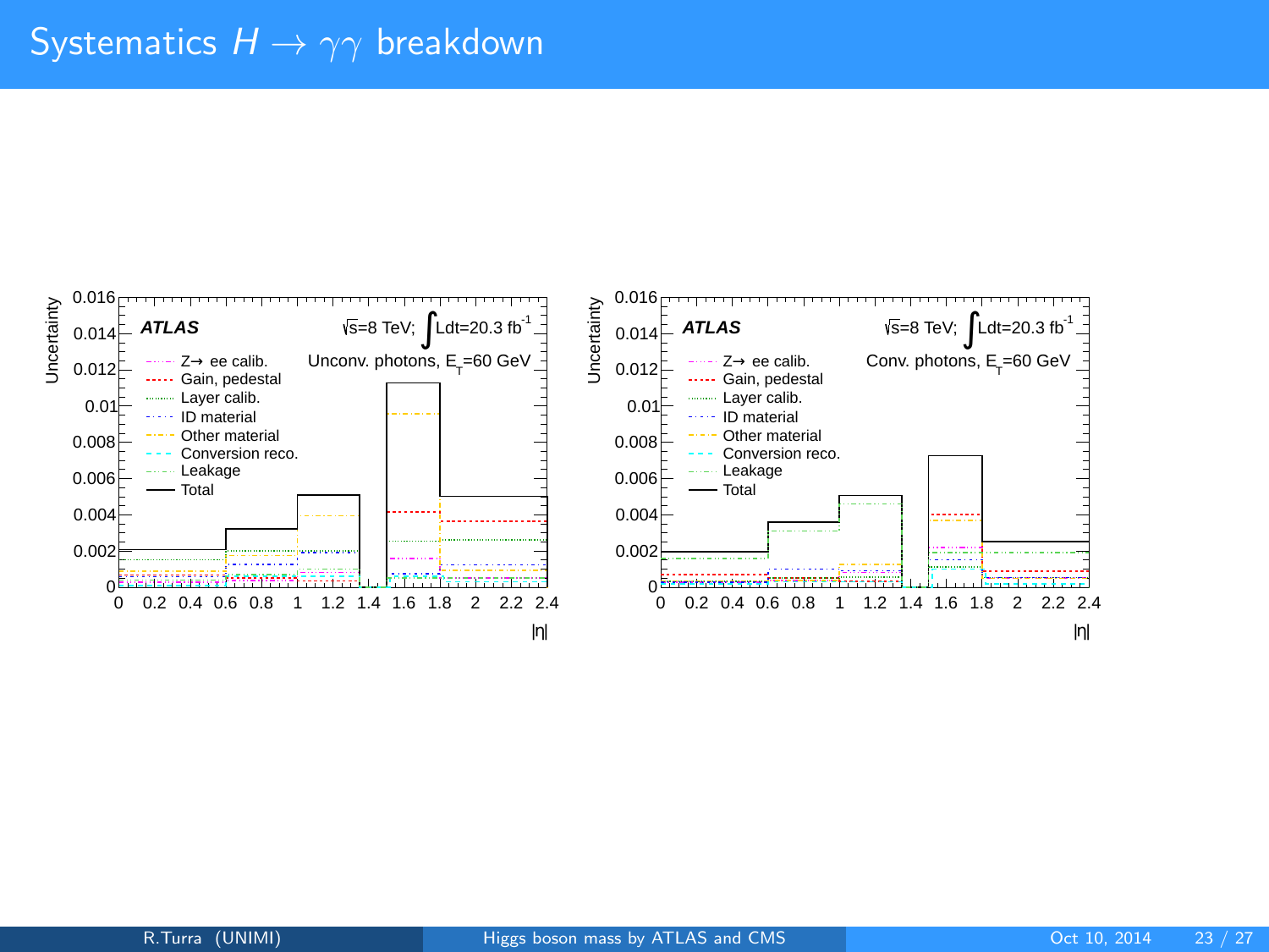# Systematics $H \rightarrow \gamma\gamma$ breakdown

ATLAS $\sqrt{s}$=8 TeV; $\int Ldt$=20.3 fb$^{-1}$

Unconv. photons, $E_T$=60 GeV

Conv. photons, $E_T$=60 GeV

Legend: $Z \rightarrow ee$ calib., Gain, pedestal, Layer calib., ID material, Other material, Conversion reco., Leakage, Total

Uncertainty vs. $|\eta|$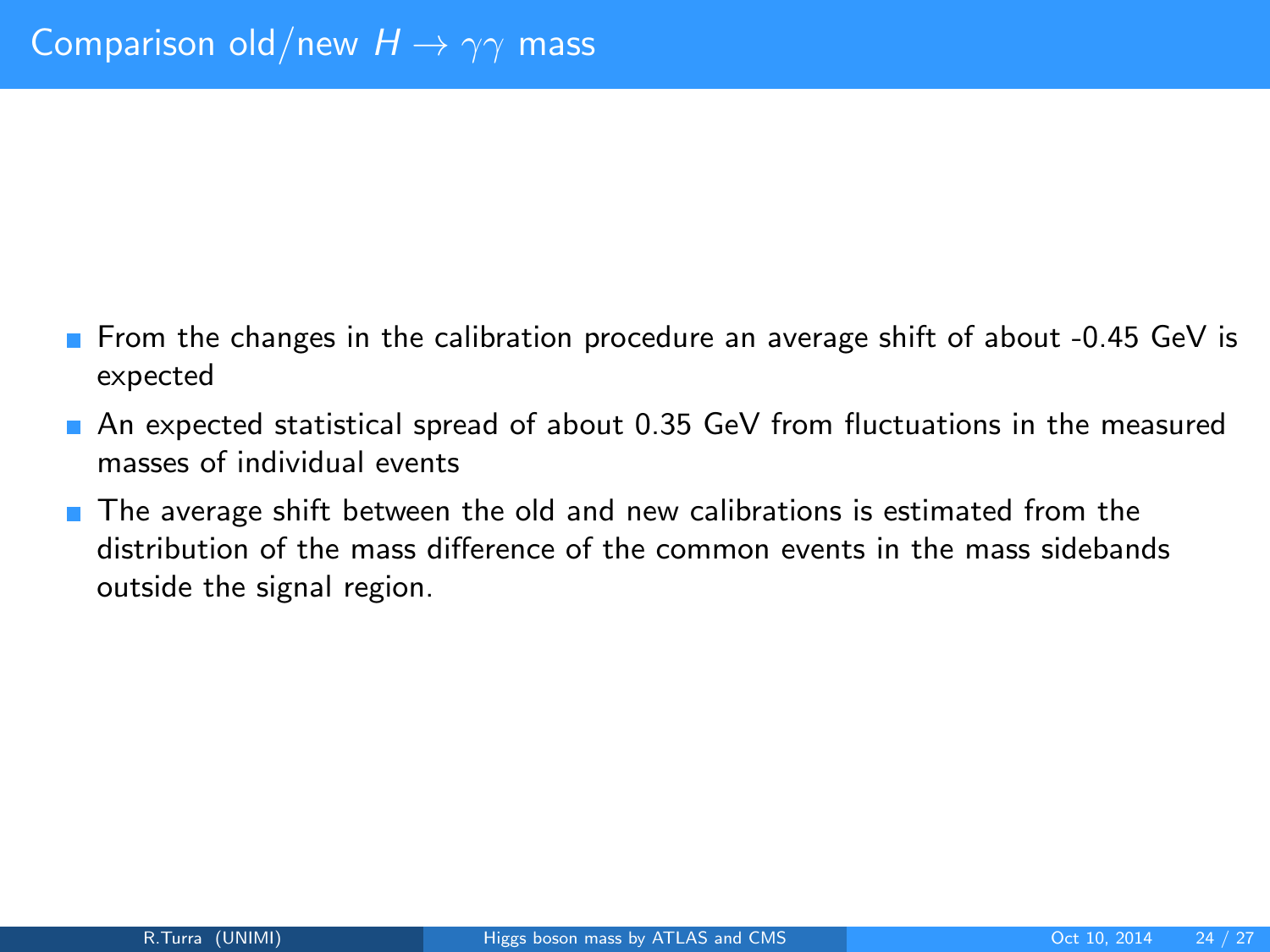# Comparison old/new $H \rightarrow \gamma\gamma$ mass

- From the changes in the calibration procedure an average shift of about -0.45 GeV is expected
- An expected statistical spread of about 0.35 GeV from fluctuations in the measured masses of individual events
- The average shift between the old and new calibrations is estimated from the distribution of the mass difference of the common events in the mass sidebands outside the signal region.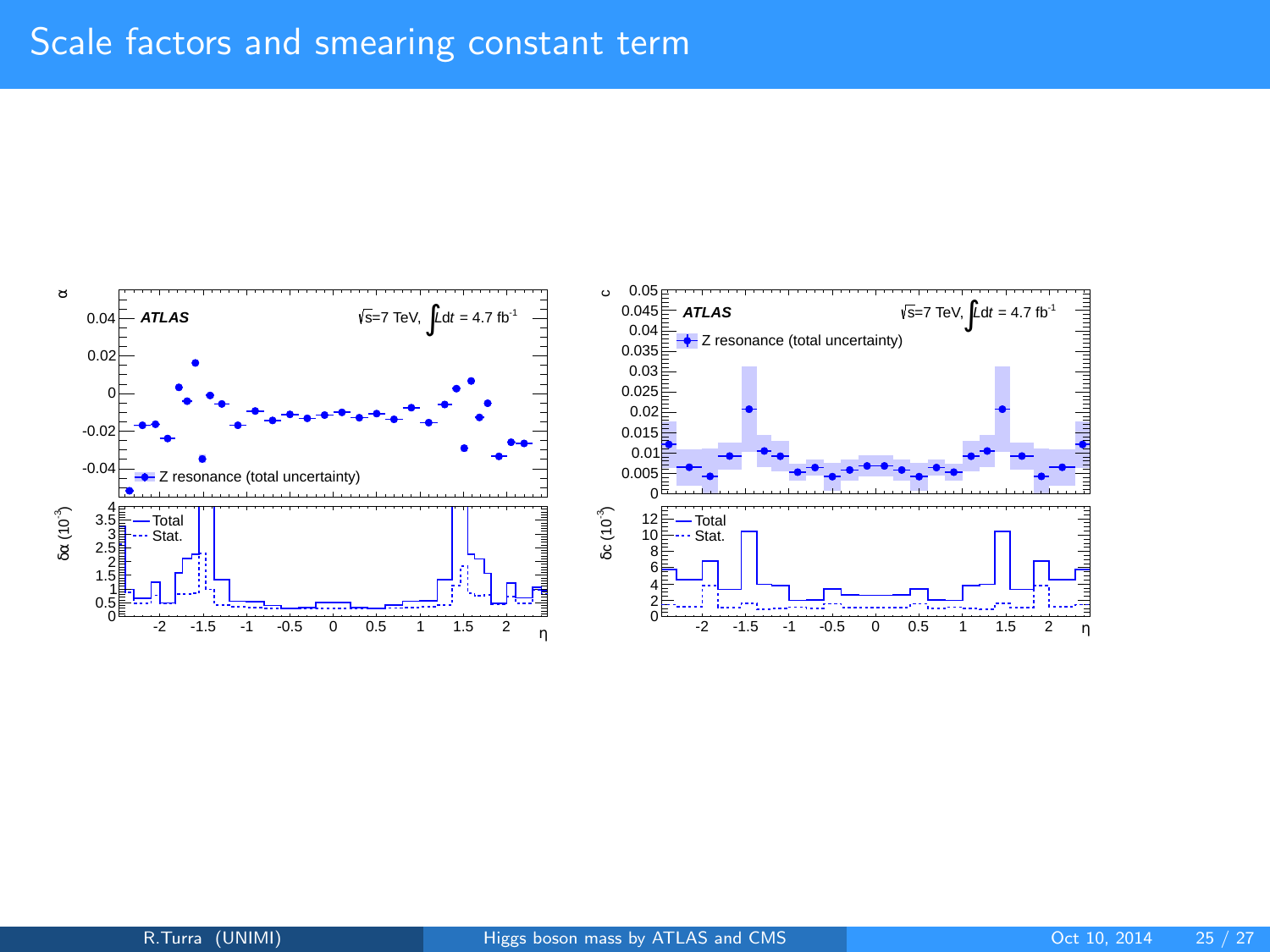# Scale factors and smearing constant term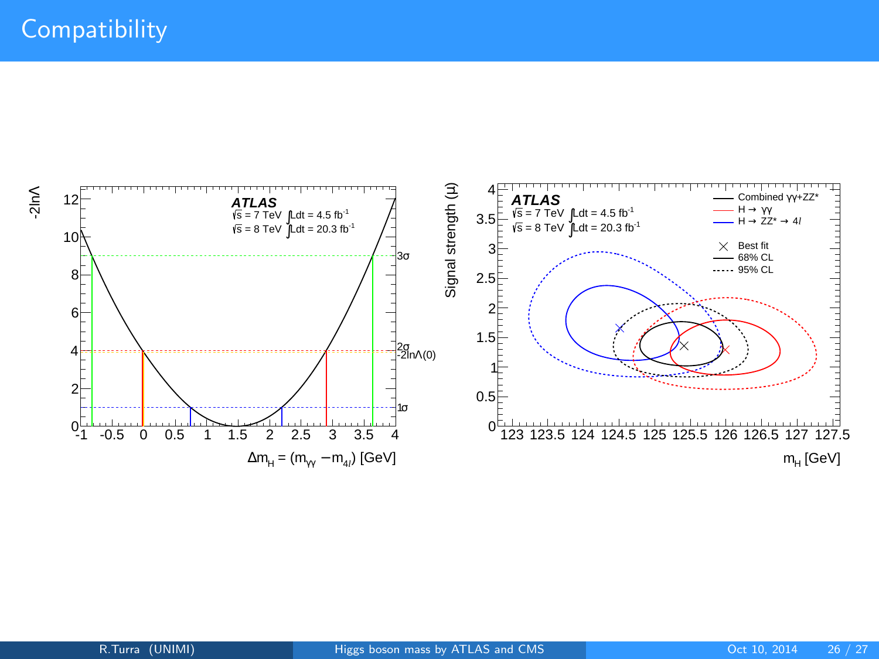# Compatibility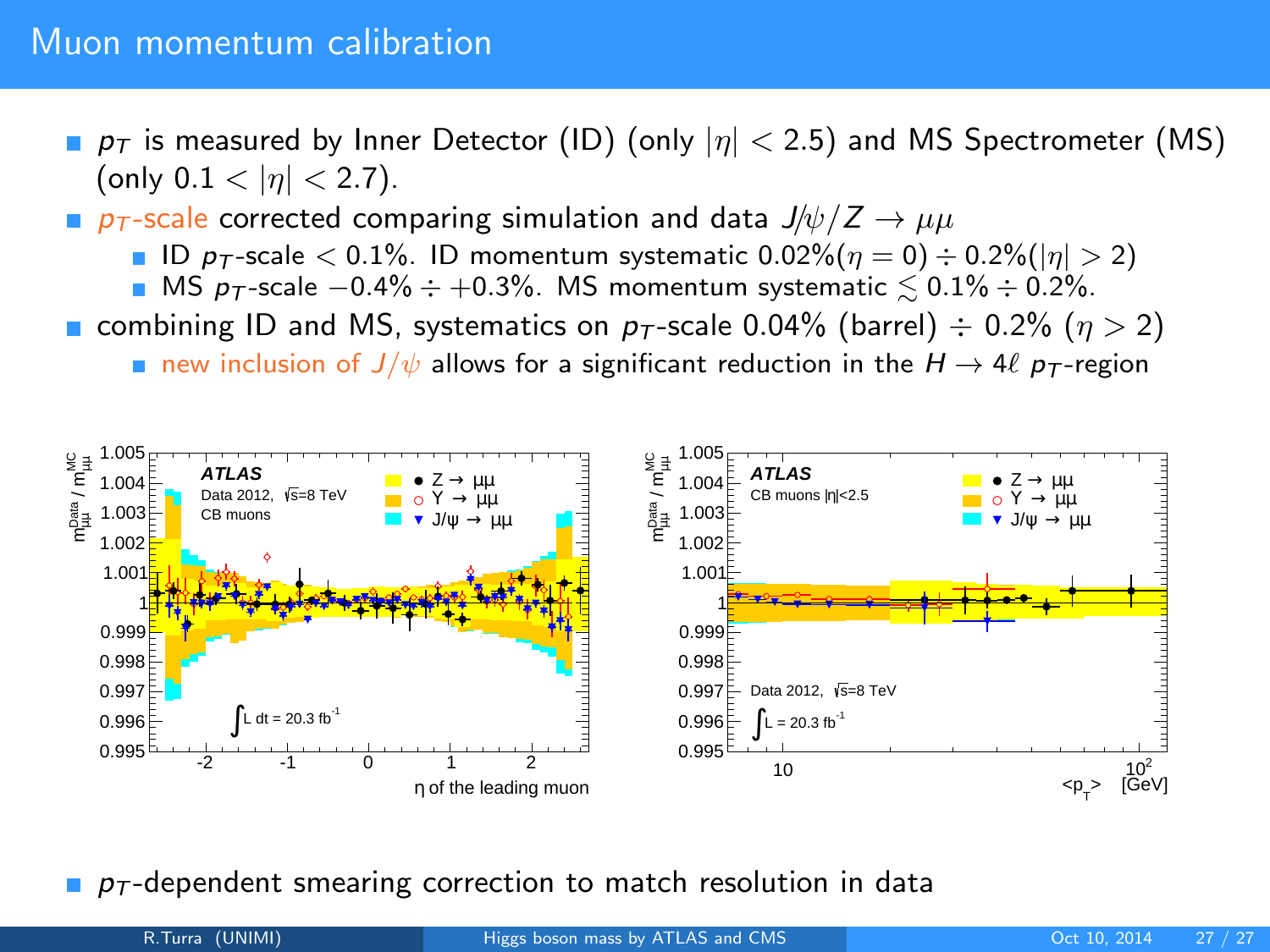# Muon momentum calibration

- $p_T$ is measured by Inner Detector (ID) (only $|\eta| < 2.5$) and MS Spectrometer (MS) (only $0.1 < |\eta| < 2.7$).
- $p_T$-scale corrected comparing simulation and data $J/\psi / Z \to \mu\mu$
  - ID $p_T$-scale $< 0.1\%$. ID momentum systematic $0.02\% (\eta = 0) \div 0.2\% (|\eta| > 2)$
  - MS $p_T$-scale $-0.4\% \div +0.3\%$. MS momentum systematic $\lesssim 0.1\% \div 0.2\%$.
- combining ID and MS, systematics on $p_T$-scale $0.04\%$ (barrel) $\div$ $0.2\%$ ($\eta > 2$)
  - new inclusion of $J/\psi$ allows for a significant reduction in the $H \to 4\ell$ $p_T$-region

ATLAS
Data 2012, √s=8 TeV
CB muons
● Z → μμ
○ Υ → μμ
▼ J/ψ → μμ
∫L dt = 20.3 fb⁻¹
$m_{\mu\mu}^{Data} / m_{\mu\mu}^{MC}$
1.005
1.004
1.003
1.002
1.001
1
0.999
0.998
0.997
0.996
0.995
-2
-1
0
1
2
η of the leading muon

ATLAS
CB muons |η|<2.5
● Z → μμ
○ Υ → μμ
▼ J/ψ → μμ
Data 2012, √s=8 TeV
∫L = 20.3 fb⁻¹
$m_{\mu\mu}^{Data} / m_{\mu\mu}^{MC}$
1.005
1.004
1.003
1.002
1.001
1
0.999
0.998
0.997
0.996
0.995
10
$10^2$
$<p_T>$ [GeV]

- $p_T$-dependent smearing correction to match resolution in data